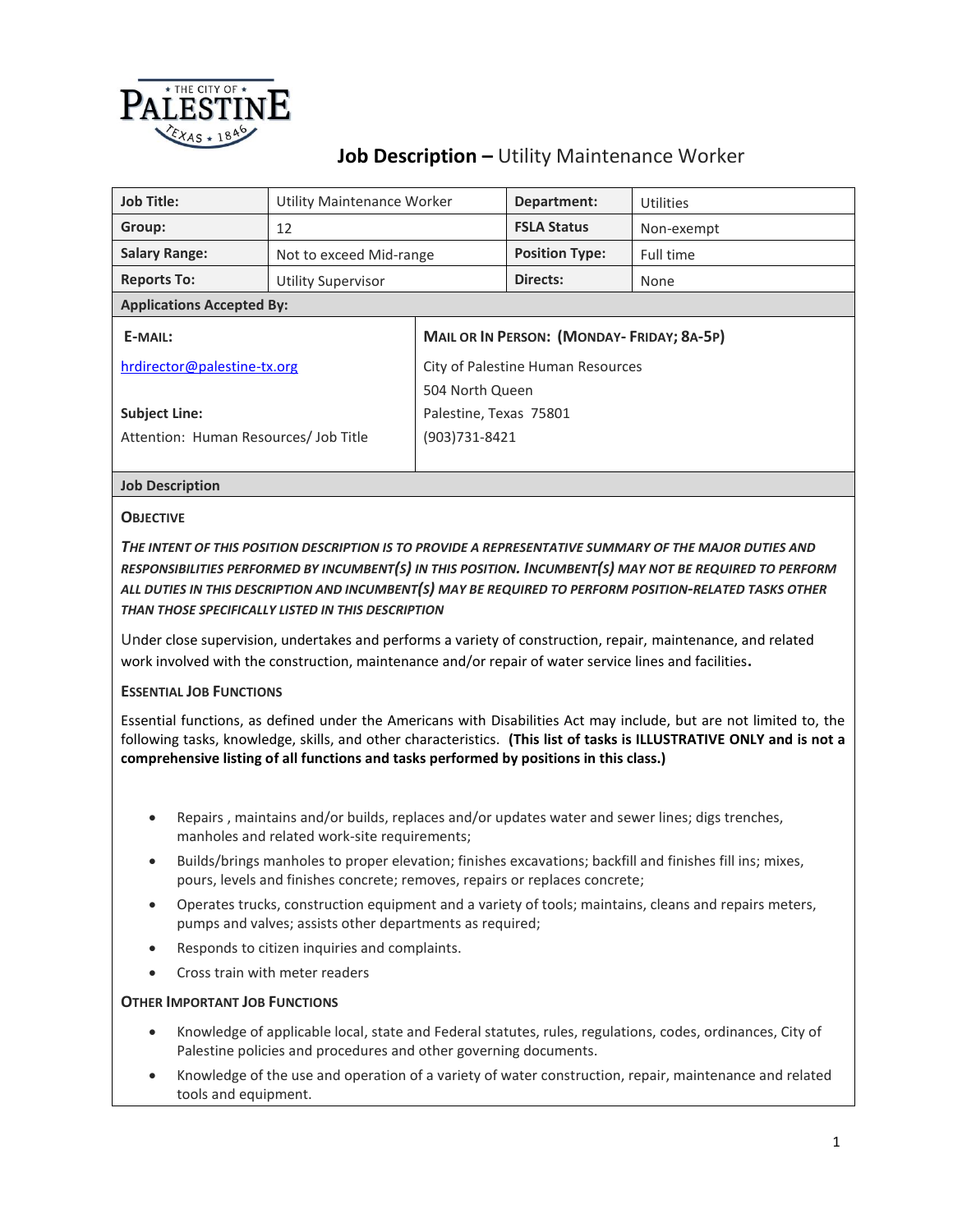# Job Description – Utility Maintenance Worker

| Job Title: | Utility Maintenance Worker | Department: | Utilities |
|---|---|---|---|
| Group: | 12 | FSLA Status | Non-exempt |
| Salary Range: | Not to exceed Mid-range | Position Type: | Full time |
| Reports To: | Utility Supervisor | Directs: | None |

**Applications Accepted By:**

| E-MAIL: | MAIL OR IN PERSON: (MONDAY- FRIDAY; 8A-5P) |
|---|---|
| hrdirector@palestine-tx.org<br><br>**Subject Line:**<br>Attention: Human Resources/ Job Title | City of Palestine Human Resources<br>504 North Queen<br>Palestine, Texas 75801<br>(903)731-8421 |

## Job Description

### OBJECTIVE

***THE INTENT OF THIS POSITION DESCRIPTION IS TO PROVIDE A REPRESENTATIVE SUMMARY OF THE MAJOR DUTIES AND RESPONSIBILITIES PERFORMED BY INCUMBENT(S) IN THIS POSITION. INCUMBENT(S) MAY NOT BE REQUIRED TO PERFORM ALL DUTIES IN THIS DESCRIPTION AND INCUMBENT(S) MAY BE REQUIRED TO PERFORM POSITION-RELATED TASKS OTHER THAN THOSE SPECIFICALLY LISTED IN THIS DESCRIPTION***

Under close supervision, undertakes and performs a variety of construction, repair, maintenance, and related work involved with the construction, maintenance and/or repair of water service lines and facilities.

### ESSENTIAL JOB FUNCTIONS

Essential functions, as defined under the Americans with Disabilities Act may include, but are not limited to, the following tasks, knowledge, skills, and other characteristics. **(This list of tasks is ILLUSTRATIVE ONLY and is not a comprehensive listing of all functions and tasks performed by positions in this class.)**

- Repairs , maintains and/or builds, replaces and/or updates water and sewer lines; digs trenches, manholes and related work-site requirements;
- Builds/brings manholes to proper elevation; finishes excavations; backfill and finishes fill ins; mixes, pours, levels and finishes concrete; removes, repairs or replaces concrete;
- Operates trucks, construction equipment and a variety of tools; maintains, cleans and repairs meters, pumps and valves; assists other departments as required;
- Responds to citizen inquiries and complaints.
- Cross train with meter readers

### OTHER IMPORTANT JOB FUNCTIONS

- Knowledge of applicable local, state and Federal statutes, rules, regulations, codes, ordinances, City of Palestine policies and procedures and other governing documents.
- Knowledge of the use and operation of a variety of water construction, repair, maintenance and related tools and equipment.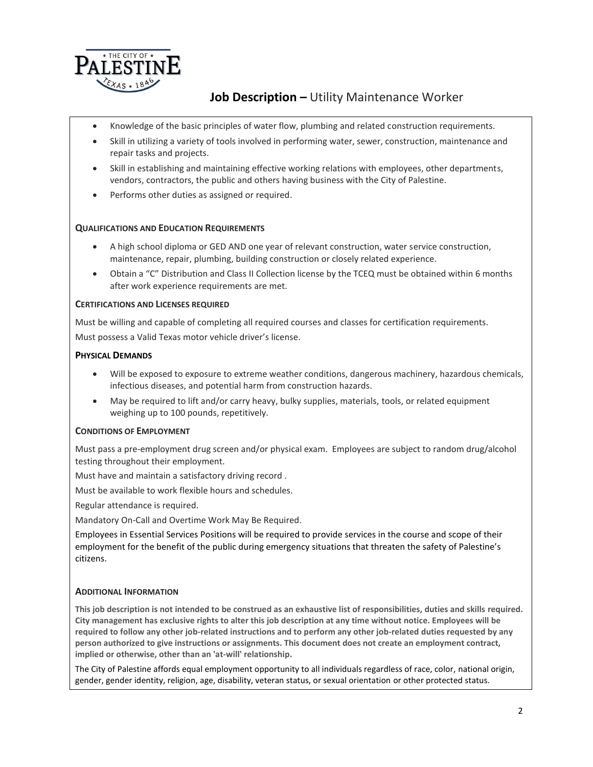- Knowledge of the basic principles of water flow, plumbing and related construction requirements.
- Skill in utilizing a variety of tools involved in performing water, sewer, construction, maintenance and repair tasks and projects.
- Skill in establishing and maintaining effective working relations with employees, other departments, vendors, contractors, the public and others having business with the City of Palestine.
- Performs other duties as assigned or required.

**QUALIFICATIONS AND EDUCATION REQUIREMENTS**

- A high school diploma or GED AND one year of relevant construction, water service construction, maintenance, repair, plumbing, building construction or closely related experience.
- Obtain a "C" Distribution and Class II Collection license by the TCEQ must be obtained within 6 months after work experience requirements are met.

**CERTIFICATIONS AND LICENSES REQUIRED**

Must be willing and capable of completing all required courses and classes for certification requirements.

Must possess a Valid Texas motor vehicle driver's license.

**PHYSICAL DEMANDS**

- Will be exposed to exposure to extreme weather conditions, dangerous machinery, hazardous chemicals, infectious diseases, and potential harm from construction hazards.
- May be required to lift and/or carry heavy, bulky supplies, materials, tools, or related equipment weighing up to 100 pounds, repetitively.

**CONDITIONS OF EMPLOYMENT**

Must pass a pre-employment drug screen and/or physical exam. Employees are subject to random drug/alcohol testing throughout their employment.

Must have and maintain a satisfactory driving record .

Must be available to work flexible hours and schedules.

Regular attendance is required.

Mandatory On-Call and Overtime Work May Be Required.

Employees in Essential Services Positions will be required to provide services in the course and scope of their employment for the benefit of the public during emergency situations that threaten the safety of Palestine's citizens.

**ADDITIONAL INFORMATION**

**This job description is not intended to be construed as an exhaustive list of responsibilities, duties and skills required. City management has exclusive rights to alter this job description at any time without notice. Employees will be required to follow any other job-related instructions and to perform any other job-related duties requested by any person authorized to give instructions or assignments. This document does not create an employment contract, implied or otherwise, other than an 'at-will' relationship.**

The City of Palestine affords equal employment opportunity to all individuals regardless of race, color, national origin, gender, gender identity, religion, age, disability, veteran status, or sexual orientation or other protected status.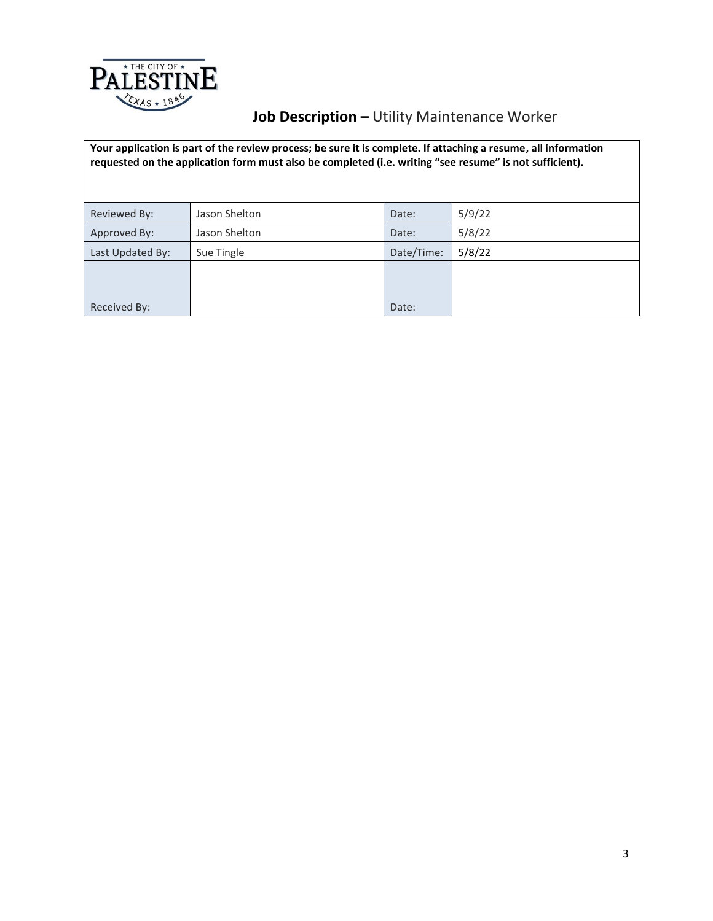# Job Description – Utility Maintenance Worker

**Your application is part of the review process; be sure it is complete. If attaching a resume, all information requested on the application form must also be completed (i.e. writing "see resume" is not sufficient).**

| | | | |
|---|---|---|---|
| Reviewed By: | Jason Shelton | Date: | 5/9/22 |
| Approved By: | Jason Shelton | Date: | 5/8/22 |
| Last Updated By: | Sue Tingle | Date/Time: | 5/8/22 |
| Received By: | | Date: | |